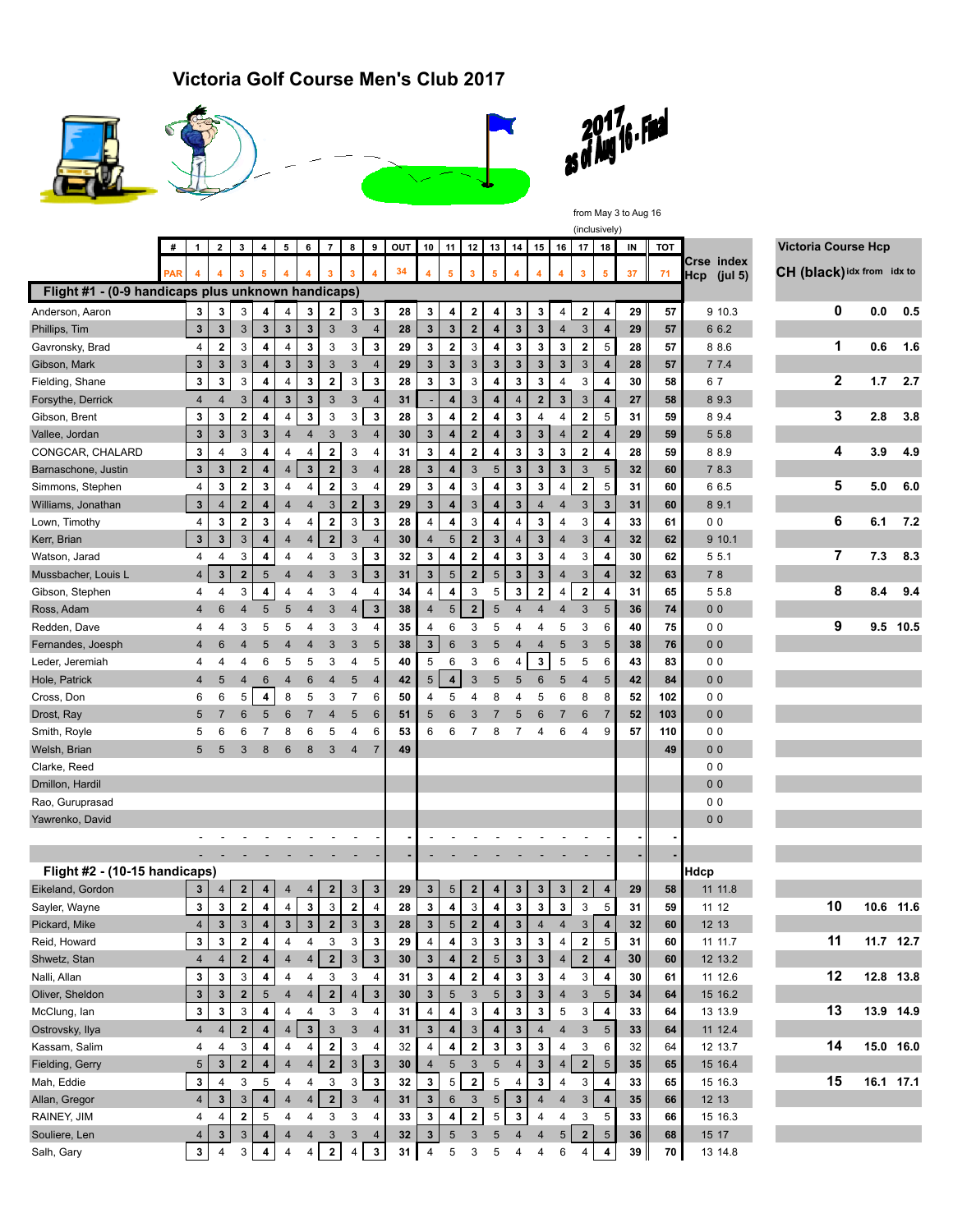# Victoria Golf Course Men's Club 2017

2017 as of Aug 16 - Final

from May 3 to Aug 16 (inclusively)

| # | 1 | 2 | 3 | 4 | 5 | 6 | 7 | 8 | 9 | OUT | 10 | 11 | 12 | 13 | 14 | 15 | 16 | 17 | 18 | IN | TOT | Crse Hcp | index (jul 5) |
|---|---|---|---|---|---|---|---|---|---|---|---|---|---|---|---|---|---|---|---|---|---|---|---|
| PAR | 4 | 4 | 3 | 5 | 4 | 4 | 3 | 3 | 4 | 34 | 4 | 5 | 3 | 5 | 4 | 4 | 4 | 3 | 5 | 37 | 71 | | |
| **Flight #1 - (0-9 handicaps plus unknown handicaps)** | | | | | | | | | | | | | | | | | | | | | | | |
| Anderson, Aaron | 3 | 3 | 3 | 4 | 4 | 3 | 2 | 3 | 3 | 28 | 3 | 4 | 2 | 4 | 3 | 3 | 4 | 2 | 4 | 29 | 57 | 9 | 10.3 |
| Phillips, Tim | 3 | 3 | 3 | 3 | 3 | 3 | 3 | 3 | 4 | 28 | 3 | 3 | 2 | 4 | 3 | 3 | 4 | 3 | 4 | 29 | 57 | 6 | 6.2 |
| Gavronsky, Brad | 4 | 2 | 3 | 4 | 4 | 3 | 3 | 3 | 3 | 29 | 3 | 2 | 3 | 4 | 3 | 3 | 3 | 2 | 5 | 28 | 57 | 8 | 8.6 |
| Gibson, Mark | 3 | 3 | 3 | 4 | 3 | 3 | 3 | 3 | 4 | 29 | 3 | 3 | 3 | 3 | 3 | 3 | 3 | 3 | 4 | 28 | 57 | 7 | 7.4 |
| Fielding, Shane | 3 | 3 | 3 | 4 | 4 | 3 | 2 | 3 | 3 | 28 | 3 | 3 | 3 | 4 | 3 | 3 | 4 | 3 | 4 | 30 | 58 | 6 | 7 |
| Forsythe, Derrick | 4 | 4 | 3 | 4 | 3 | 3 | 3 | 3 | 4 | 31 | - | 4 | 3 | 4 | 4 | 2 | 3 | 3 | 4 | 27 | 58 | 8 | 9.3 |
| Gibson, Brent | 3 | 3 | 2 | 4 | 4 | 3 | 3 | 3 | 3 | 28 | 3 | 4 | 2 | 4 | 3 | 4 | 4 | 2 | 5 | 31 | 59 | 8 | 9.4 |
| Vallee, Jordan | 3 | 3 | 3 | 3 | 4 | 4 | 3 | 3 | 4 | 30 | 3 | 4 | 2 | 4 | 3 | 3 | 4 | 2 | 4 | 29 | 59 | 5 | 5.8 |
| CONGCAR, CHALARD | 3 | 4 | 3 | 4 | 4 | 4 | 2 | 3 | 4 | 31 | 3 | 4 | 2 | 4 | 3 | 3 | 3 | 2 | 4 | 28 | 59 | 8 | 8.9 |
| Barnaschone, Justin | 3 | 3 | 2 | 4 | 4 | 3 | 2 | 3 | 4 | 28 | 3 | 4 | 3 | 5 | 3 | 3 | 3 | 3 | 5 | 32 | 60 | 7 | 8.3 |
| Simmons, Stephen | 4 | 3 | 2 | 3 | 4 | 4 | 2 | 3 | 4 | 29 | 3 | 4 | 3 | 4 | 3 | 3 | 4 | 2 | 5 | 31 | 60 | 6 | 6.5 |
| Williams, Jonathan | 3 | 4 | 2 | 4 | 4 | 4 | 3 | 2 | 3 | 29 | 3 | 4 | 3 | 4 | 3 | 4 | 4 | 3 | 3 | 31 | 60 | 8 | 9.1 |
| Lown, Timothy | 4 | 3 | 2 | 3 | 4 | 4 | 2 | 3 | 3 | 28 | 4 | 4 | 3 | 4 | 4 | 3 | 4 | 3 | 4 | 33 | 61 | 0 | 0 |
| Kerr, Brian | 3 | 3 | 3 | 4 | 4 | 4 | 2 | 3 | 4 | 30 | 4 | 5 | 2 | 3 | 4 | 3 | 4 | 3 | 4 | 32 | 62 | 9 | 10.1 |
| Watson, Jarad | 4 | 4 | 3 | 4 | 4 | 4 | 3 | 3 | 3 | 32 | 3 | 4 | 2 | 4 | 3 | 3 | 4 | 3 | 4 | 30 | 62 | 5 | 5.1 |
| Mussbacher, Louis L | 4 | 3 | 2 | 5 | 4 | 4 | 3 | 3 | 3 | 31 | 3 | 5 | 2 | 5 | 3 | 3 | 4 | 3 | 4 | 32 | 63 | 7 | 8 |
| Gibson, Stephen | 4 | 4 | 3 | 4 | 4 | 4 | 3 | 4 | 4 | 34 | 4 | 4 | 3 | 5 | 3 | 2 | 4 | 2 | 4 | 31 | 65 | 5 | 5.8 |
| Ross, Adam | 4 | 6 | 4 | 5 | 5 | 4 | 3 | 4 | 3 | 38 | 4 | 5 | 2 | 5 | 4 | 4 | 4 | 3 | 5 | 36 | 74 | 0 | 0 |
| Redden, Dave | 4 | 4 | 3 | 5 | 5 | 4 | 3 | 3 | 4 | 35 | 4 | 6 | 3 | 5 | 4 | 4 | 5 | 3 | 6 | 40 | 75 | 0 | 0 |
| Fernandes, Joesph | 4 | 6 | 4 | 5 | 4 | 4 | 3 | 3 | 5 | 38 | 3 | 6 | 3 | 5 | 4 | 4 | 5 | 3 | 5 | 38 | 76 | 0 | 0 |
| Leder, Jeremiah | 4 | 4 | 4 | 6 | 5 | 5 | 3 | 4 | 5 | 40 | 5 | 6 | 3 | 6 | 4 | 3 | 5 | 5 | 6 | 43 | 83 | 0 | 0 |
| Hole, Patrick | 4 | 5 | 4 | 6 | 4 | 6 | 4 | 5 | 4 | 42 | 5 | 4 | 3 | 5 | 5 | 6 | 5 | 4 | 5 | 42 | 84 | 0 | 0 |
| Cross, Don | 6 | 6 | 5 | 4 | 8 | 5 | 3 | 7 | 6 | 50 | 4 | 5 | 4 | 8 | 4 | 5 | 6 | 8 | 8 | 52 | 102 | 0 | 0 |
| Drost, Ray | 5 | 7 | 6 | 5 | 6 | 7 | 4 | 5 | 6 | 51 | 5 | 6 | 3 | 7 | 5 | 6 | 7 | 6 | 7 | 52 | 103 | 0 | 0 |
| Smith, Royle | 5 | 6 | 6 | 7 | 8 | 6 | 5 | 4 | 6 | 53 | 6 | 6 | 7 | 8 | 7 | 4 | 6 | 4 | 9 | 57 | 110 | 0 | 0 |
| Welsh, Brian | 5 | 5 | 3 | 8 | 6 | 8 | 3 | 4 | 7 | 49 | | | | | | | | | | | 49 | 0 | 0 |
| Clarke, Reed | | | | | | | | | | | | | | | | | | | | | | 0 | 0 |
| Dmillon, Hardil | | | | | | | | | | | | | | | | | | | | | | 0 | 0 |
| Rao, Guruprasad | | | | | | | | | | | | | | | | | | | | | | 0 | 0 |
| Yawrenko, David | | | | | | | | | | | | | | | | | | | | | | 0 | 0 |
| | - | - | - | - | - | - | - | - | - | - | - | - | - | - | - | - | - | - | - | - | - | | |
| | - | - | - | - | - | - | - | - | - | - | - | - | - | - | - | - | - | - | - | - | - | | |
| **Flight #2 - (10-15 handicaps)** | | | | | | | | | | | | | | | | | | | | | | Hdcp | |
| Eikeland, Gordon | 3 | 4 | 2 | 4 | 4 | 4 | 2 | 3 | 3 | 29 | 3 | 5 | 2 | 4 | 3 | 3 | 3 | 2 | 4 | 29 | 58 | 11 | 11.8 |
| Sayler, Wayne | 3 | 3 | 2 | 4 | 4 | 3 | 3 | 2 | 4 | 28 | 3 | 4 | 3 | 4 | 3 | 3 | 3 | 3 | 5 | 31 | 59 | 11 | 12 |
| Pickard, Mike | 4 | 3 | 3 | 4 | 3 | 3 | 2 | 3 | 3 | 28 | 3 | 5 | 2 | 4 | 3 | 4 | 4 | 3 | 4 | 32 | 60 | 12 | 13 |
| Reid, Howard | 3 | 3 | 2 | 4 | 4 | 4 | 3 | 3 | 3 | 29 | 4 | 4 | 3 | 3 | 3 | 3 | 4 | 2 | 5 | 31 | 60 | 11 | 11.7 |
| Shwetz, Stan | 4 | 4 | 2 | 4 | 4 | 4 | 2 | 3 | 3 | 30 | 3 | 4 | 2 | 5 | 3 | 3 | 4 | 2 | 4 | 30 | 60 | 12 | 13.2 |
| Nalli, Allan | 3 | 3 | 3 | 4 | 4 | 4 | 3 | 3 | 4 | 31 | 3 | 4 | 2 | 4 | 3 | 3 | 4 | 3 | 4 | 30 | 61 | 11 | 12.6 |
| Oliver, Sheldon | 3 | 3 | 2 | 5 | 4 | 4 | 2 | 4 | 3 | 30 | 3 | 5 | 3 | 5 | 3 | 3 | 4 | 3 | 5 | 34 | 64 | 15 | 16.2 |
| McClung, Ian | 3 | 3 | 3 | 4 | 4 | 4 | 3 | 3 | 4 | 31 | 4 | 4 | 3 | 4 | 3 | 3 | 5 | 3 | 4 | 33 | 64 | 13 | 13.9 |
| Ostrovsky, Ilya | 4 | 4 | 2 | 4 | 4 | 3 | 3 | 3 | 4 | 31 | 3 | 4 | 3 | 4 | 3 | 4 | 4 | 3 | 5 | 33 | 64 | 11 | 12.4 |
| Kassam, Salim | 4 | 4 | 3 | 4 | 4 | 4 | 2 | 3 | 4 | 32 | 4 | 4 | 2 | 3 | 3 | 3 | 4 | 3 | 6 | 32 | 64 | 12 | 13.7 |
| Fielding, Gerry | 5 | 3 | 2 | 4 | 4 | 4 | 2 | 3 | 3 | 30 | 4 | 5 | 3 | 5 | 4 | 3 | 4 | 2 | 5 | 35 | 65 | 15 | 16.4 |
| Mah, Eddie | 3 | 4 | 3 | 5 | 4 | 4 | 3 | 3 | 3 | 32 | 3 | 5 | 2 | 5 | 4 | 3 | 4 | 3 | 4 | 33 | 65 | 15 | 16.3 |
| Allan, Gregor | 4 | 3 | 3 | 4 | 4 | 4 | 2 | 3 | 4 | 31 | 3 | 6 | 3 | 5 | 3 | 4 | 4 | 3 | 4 | 35 | 66 | 12 | 13 |
| RAINEY, JIM | 4 | 4 | 2 | 5 | 4 | 4 | 3 | 3 | 4 | 33 | 3 | 4 | 2 | 5 | 3 | 4 | 4 | 3 | 5 | 33 | 66 | 15 | 16.3 |
| Souliere, Len | 4 | 3 | 3 | 4 | 4 | 4 | 3 | 3 | 4 | 32 | 3 | 5 | 3 | 5 | 4 | 4 | 5 | 2 | 5 | 36 | 68 | 15 | 17 |
| Salh, Gary | 3 | 4 | 3 | 4 | 4 | 4 | 2 | 4 | 3 | 31 | 4 | 5 | 3 | 5 | 4 | 4 | 6 | 4 | 4 | 39 | 70 | 13 | 14.8 |

**Victoria Course Hcp**

| CH (black) | idx from | idx to |
|---|---|---|
| 0 | 0.0 | 0.5 |
| 1 | 0.6 | 1.6 |
| 2 | 1.7 | 2.7 |
| 3 | 2.8 | 3.8 |
| 4 | 3.9 | 4.9 |
| 5 | 5.0 | 6.0 |
| 6 | 6.1 | 7.2 |
| 7 | 7.3 | 8.3 |
| 8 | 8.4 | 9.4 |
| 9 | 9.5 | 10.5 |
| 10 | 10.6 | 11.6 |
| 11 | 11.7 | 12.7 |
| 12 | 12.8 | 13.8 |
| 13 | 13.9 | 14.9 |
| 14 | 15.0 | 16.0 |
| 15 | 16.1 | 17.1 |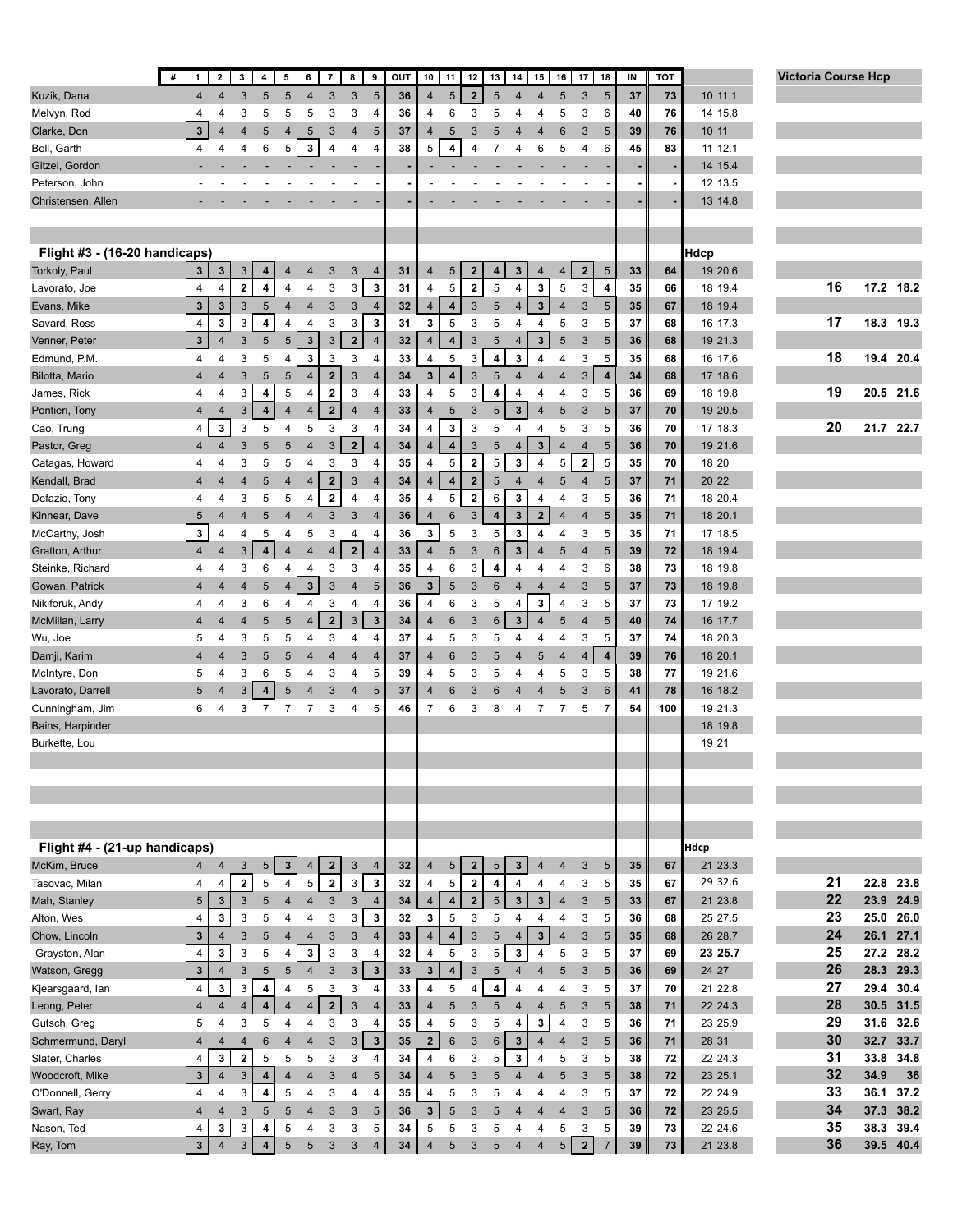| Name | # | 1 | 2 | 3 | 4 | 5 | 6 | 7 | 8 | 9 | OUT | 10 | 11 | 12 | 13 | 14 | 15 | 16 | 17 | 18 | IN | TOT | | Victoria Course Hcp | | |
|---|---|---|---|---|---|---|---|---|---|---|---|---|---|---|---|---|---|---|---|---|---|---|---|---|---|---|
| Kuzik, Dana | | 4 | 4 | 3 | 5 | 5 | 4 | 3 | 3 | 5 | 36 | 4 | 5 | 2 | 5 | 4 | 4 | 5 | 3 | 5 | 37 | 73 | 10 11.1 | | | |
| Melvyn, Rod | | 4 | 4 | 3 | 5 | 5 | 5 | 3 | 3 | 4 | 36 | 4 | 6 | 3 | 5 | 4 | 4 | 5 | 3 | 6 | 40 | 76 | 14 15.8 | | | |
| Clarke, Don | | 3 | 4 | 4 | 5 | 4 | 5 | 3 | 4 | 5 | 37 | 4 | 5 | 3 | 5 | 4 | 4 | 6 | 3 | 5 | 39 | 76 | 10 11 | | | |
| Bell, Garth | | 4 | 4 | 4 | 6 | 5 | 3 | 4 | 4 | 4 | 38 | 5 | 4 | 4 | 7 | 4 | 6 | 5 | 4 | 6 | 45 | 83 | 11 12.1 | | | |
| Gitzel, Gordon | | - | - | - | - | - | - | - | - | - | - | - | - | - | - | - | - | - | - | - | - | - | 14 15.4 | | | |
| Peterson, John | | - | - | - | - | - | - | - | - | - | - | - | - | - | - | - | - | - | - | - | - | - | 12 13.5 | | | |
| Christensen, Allen | | - | - | - | - | - | - | - | - | - | - | - | - | - | - | - | - | - | - | - | - | - | 13 14.8 | | | |
| **Flight #3 - (16-20 handicaps)** | | | | | | | | | | | | | | | | | | | | | | | **Hdcp** | | | |
| Torkoly, Paul | | 3 | 3 | 3 | 4 | 4 | 4 | 3 | 3 | 4 | 31 | 4 | 5 | 2 | 4 | 3 | 4 | 4 | 2 | 5 | 33 | 64 | 19 20.6 | | | |
| Lavorato, Joe | | 4 | 4 | 2 | 4 | 4 | 4 | 3 | 3 | 3 | 31 | 4 | 5 | 2 | 5 | 4 | 3 | 5 | 3 | 4 | 35 | 66 | 18 19.4 | **16** | **17.2** | **18.2** |
| Evans, Mike | | 3 | 3 | 3 | 5 | 4 | 4 | 3 | 3 | 4 | 32 | 4 | 4 | 3 | 5 | 4 | 3 | 4 | 3 | 5 | 35 | 67 | 18 19.4 | | | |
| Savard, Ross | | 4 | 3 | 3 | 4 | 4 | 4 | 3 | 3 | 3 | 31 | 3 | 5 | 3 | 5 | 4 | 4 | 5 | 3 | 5 | 37 | 68 | 16 17.3 | **17** | **18.3** | **19.3** |
| Venner, Peter | | 3 | 4 | 3 | 5 | 5 | 3 | 3 | 2 | 4 | 32 | 4 | 4 | 3 | 5 | 4 | 3 | 5 | 3 | 5 | 36 | 68 | 19 21.3 | | | |
| Edmund, P.M. | | 4 | 4 | 3 | 5 | 4 | 3 | 3 | 3 | 4 | 33 | 4 | 5 | 3 | 4 | 3 | 4 | 4 | 3 | 5 | 35 | 68 | 16 17.6 | **18** | **19.4** | **20.4** |
| Bilotta, Mario | | 4 | 4 | 3 | 5 | 5 | 4 | 2 | 3 | 4 | 34 | 3 | 4 | 3 | 5 | 4 | 4 | 4 | 3 | 4 | 34 | 68 | 17 18.6 | | | |
| James, Rick | | 4 | 4 | 3 | 4 | 5 | 4 | 2 | 3 | 4 | 33 | 4 | 5 | 3 | 4 | 4 | 4 | 4 | 3 | 5 | 36 | 69 | 18 19.8 | **19** | **20.5** | **21.6** |
| Pontieri, Tony | | 4 | 4 | 3 | 4 | 4 | 4 | 2 | 4 | 4 | 33 | 4 | 5 | 3 | 5 | 3 | 4 | 5 | 3 | 5 | 37 | 70 | 19 20.5 | | | |
| Cao, Trung | | 4 | 3 | 3 | 5 | 4 | 5 | 3 | 3 | 4 | 34 | 4 | 3 | 3 | 5 | 4 | 4 | 5 | 3 | 5 | 36 | 70 | 17 18.3 | **20** | **21.7** | **22.7** |
| Pastor, Greg | | 4 | 4 | 3 | 5 | 5 | 4 | 3 | 2 | 4 | 34 | 4 | 4 | 3 | 5 | 4 | 3 | 4 | 4 | 5 | 36 | 70 | 19 21.6 | | | |
| Catagas, Howard | | 4 | 4 | 3 | 5 | 5 | 4 | 3 | 3 | 4 | 35 | 4 | 5 | 2 | 5 | 3 | 4 | 5 | 2 | 5 | 35 | 70 | 18 20 | | | |
| Kendall, Brad | | 4 | 4 | 4 | 5 | 4 | 4 | 2 | 3 | 4 | 34 | 4 | 4 | 2 | 5 | 4 | 4 | 5 | 4 | 5 | 37 | 71 | 20 22 | | | |
| Defazio, Tony | | 4 | 4 | 3 | 5 | 5 | 4 | 2 | 4 | 4 | 35 | 4 | 5 | 2 | 6 | 3 | 4 | 4 | 3 | 5 | 36 | 71 | 18 20.4 | | | |
| Kinnear, Dave | | 5 | 4 | 4 | 5 | 4 | 4 | 3 | 3 | 4 | 36 | 4 | 6 | 3 | 4 | 3 | 2 | 4 | 4 | 5 | 35 | 71 | 18 20.1 | | | |
| McCarthy, Josh | | 3 | 4 | 4 | 5 | 4 | 5 | 3 | 4 | 4 | 36 | 3 | 5 | 3 | 5 | 3 | 4 | 4 | 3 | 5 | 35 | 71 | 17 18.5 | | | |
| Gratton, Arthur | | 4 | 4 | 3 | 4 | 4 | 4 | 4 | 2 | 4 | 33 | 4 | 5 | 3 | 6 | 3 | 4 | 5 | 4 | 5 | 39 | 72 | 18 19.4 | | | |
| Steinke, Richard | | 4 | 4 | 3 | 6 | 4 | 4 | 3 | 3 | 4 | 35 | 4 | 6 | 3 | 4 | 4 | 4 | 4 | 3 | 6 | 38 | 73 | 18 19.8 | | | |
| Gowan, Patrick | | 4 | 4 | 4 | 5 | 4 | 3 | 3 | 4 | 5 | 36 | 3 | 5 | 3 | 6 | 4 | 4 | 4 | 3 | 5 | 37 | 73 | 18 19.8 | | | |
| Nikiforuk, Andy | | 4 | 4 | 3 | 6 | 4 | 4 | 3 | 4 | 4 | 36 | 4 | 6 | 3 | 5 | 4 | 3 | 4 | 3 | 5 | 37 | 73 | 17 19.2 | | | |
| McMillan, Larry | | 4 | 4 | 4 | 5 | 5 | 4 | 2 | 3 | 3 | 34 | 4 | 6 | 3 | 6 | 3 | 4 | 5 | 4 | 5 | 40 | 74 | 16 17.7 | | | |
| Wu, Joe | | 5 | 4 | 3 | 5 | 5 | 4 | 3 | 4 | 4 | 37 | 4 | 5 | 3 | 5 | 4 | 4 | 4 | 3 | 5 | 37 | 74 | 18 20.3 | | | |
| Damji, Karim | | 4 | 4 | 3 | 5 | 5 | 4 | 4 | 4 | 4 | 37 | 4 | 6 | 3 | 5 | 4 | 5 | 4 | 4 | 4 | 39 | 76 | 18 20.1 | | | |
| McIntyre, Don | | 5 | 4 | 3 | 6 | 5 | 4 | 3 | 4 | 5 | 39 | 4 | 5 | 3 | 5 | 4 | 4 | 5 | 3 | 5 | 38 | 77 | 19 21.6 | | | |
| Lavorato, Darrell | | 5 | 4 | 3 | 4 | 5 | 4 | 3 | 4 | 5 | 37 | 4 | 6 | 3 | 6 | 4 | 4 | 5 | 3 | 6 | 41 | 78 | 16 18.2 | | | |
| Cunningham, Jim | | 6 | 4 | 3 | 7 | 7 | 7 | 3 | 4 | 5 | 46 | 7 | 6 | 3 | 8 | 4 | 7 | 7 | 5 | 7 | 54 | 100 | 19 21.3 | | | |
| Bains, Harpinder | | | | | | | | | | | | | | | | | | | | | | | 18 19.8 | | | |
| Burkette, Lou | | | | | | | | | | | | | | | | | | | | | | | 19 21 | | | |
| **Flight #4 - (21-up handicaps)** | | | | | | | | | | | | | | | | | | | | | | | **Hdcp** | | | |
| McKim, Bruce | | 4 | 4 | 3 | 5 | 3 | 4 | 2 | 3 | 4 | 32 | 4 | 5 | 2 | 5 | 3 | 4 | 4 | 3 | 5 | 35 | 67 | 21 23.3 | | | |
| Tasovac, Milan | | 4 | 4 | 2 | 5 | 4 | 5 | 2 | 3 | 3 | 32 | 4 | 5 | 2 | 4 | 4 | 4 | 4 | 3 | 5 | 35 | 67 | 29 32.6 | **21** | **22.8** | **23.8** |
| Mah, Stanley | | 5 | 3 | 3 | 5 | 4 | 4 | 3 | 3 | 4 | 34 | 4 | 4 | 2 | 5 | 3 | 3 | 4 | 3 | 5 | 33 | 67 | 21 23.8 | **22** | **23.9** | **24.9** |
| Alton, Wes | | 4 | 3 | 3 | 5 | 4 | 4 | 3 | 3 | 3 | 32 | 3 | 5 | 3 | 5 | 4 | 4 | 4 | 3 | 5 | 36 | 68 | 25 27.5 | **23** | **25.0** | **26.0** |
| Chow, Lincoln | | 3 | 4 | 3 | 5 | 4 | 4 | 3 | 3 | 4 | 33 | 4 | 4 | 3 | 5 | 4 | 3 | 4 | 3 | 5 | 35 | 68 | 26 28.7 | **24** | **26.1** | **27.1** |
| Grayston, Alan | | 4 | 3 | 3 | 5 | 4 | 3 | 3 | 3 | 4 | 32 | 4 | 5 | 3 | 5 | 3 | 4 | 5 | 3 | 5 | 37 | 69 | **23** 25.7 | **25** | **27.2** | **28.2** |
| Watson, Gregg | | 3 | 4 | 3 | 5 | 5 | 4 | 3 | 3 | 3 | 33 | 3 | 4 | 3 | 5 | 4 | 4 | 5 | 3 | 5 | 36 | 69 | 24 27 | **26** | **28.3** | **29.3** |
| Kjearsgaard, Ian | | 4 | 3 | 3 | 4 | 4 | 5 | 3 | 3 | 4 | 33 | 4 | 5 | 4 | 4 | 4 | 4 | 4 | 3 | 5 | 37 | 70 | 21 22.8 | **27** | **29.4** | **30.4** |
| Leong, Peter | | 4 | 4 | 4 | 4 | 4 | 4 | 2 | 3 | 4 | 33 | 4 | 5 | 3 | 5 | 4 | 4 | 5 | 3 | 5 | 38 | 71 | 22 24.3 | **28** | **30.5** | **31.5** |
| Gutsch, Greg | | 5 | 4 | 3 | 5 | 4 | 4 | 3 | 3 | 4 | 35 | 4 | 5 | 3 | 5 | 4 | 3 | 4 | 3 | 5 | 36 | 71 | 23 25.9 | **29** | **31.6** | **32.6** |
| Schmermund, Daryl | | 4 | 4 | 4 | 6 | 4 | 4 | 3 | 3 | 3 | 35 | 2 | 6 | 3 | 6 | 3 | 4 | 4 | 3 | 5 | 36 | 71 | 28 31 | **30** | **32.7** | **33.7** |
| Slater, Charles | | 4 | 3 | 2 | 5 | 5 | 5 | 3 | 3 | 4 | 34 | 4 | 6 | 3 | 5 | 3 | 4 | 5 | 3 | 5 | 38 | 72 | 22 24.3 | **31** | **33.8** | **34.8** |
| Woodcroft, Mike | | 3 | 4 | 3 | 4 | 4 | 4 | 3 | 4 | 5 | 34 | 4 | 5 | 3 | 5 | 4 | 4 | 5 | 3 | 5 | 38 | 72 | 23 25.1 | **32** | **34.9** | **36** |
| O'Donnell, Gerry | | 4 | 4 | 3 | 4 | 5 | 4 | 3 | 4 | 4 | 35 | 4 | 5 | 3 | 5 | 4 | 4 | 4 | 3 | 5 | 37 | 72 | 22 24.9 | **33** | **36.1** | **37.2** |
| Swart, Ray | | 4 | 4 | 3 | 5 | 5 | 4 | 3 | 3 | 5 | 36 | 3 | 5 | 3 | 5 | 4 | 4 | 4 | 3 | 5 | 36 | 72 | 23 25.5 | **34** | **37.3** | **38.2** |
| Nason, Ted | | 4 | 3 | 3 | 4 | 5 | 4 | 3 | 3 | 5 | 34 | 5 | 5 | 3 | 5 | 4 | 4 | 5 | 3 | 5 | 39 | 73 | 22 24.6 | **35** | **38.3** | **39.4** |
| Ray, Tom | | 3 | 4 | 3 | 4 | 5 | 5 | 3 | 3 | 4 | 34 | 4 | 5 | 3 | 5 | 4 | 4 | 5 | 2 | 7 | 39 | 73 | 21 23.8 | **36** | **39.5** | **40.4** |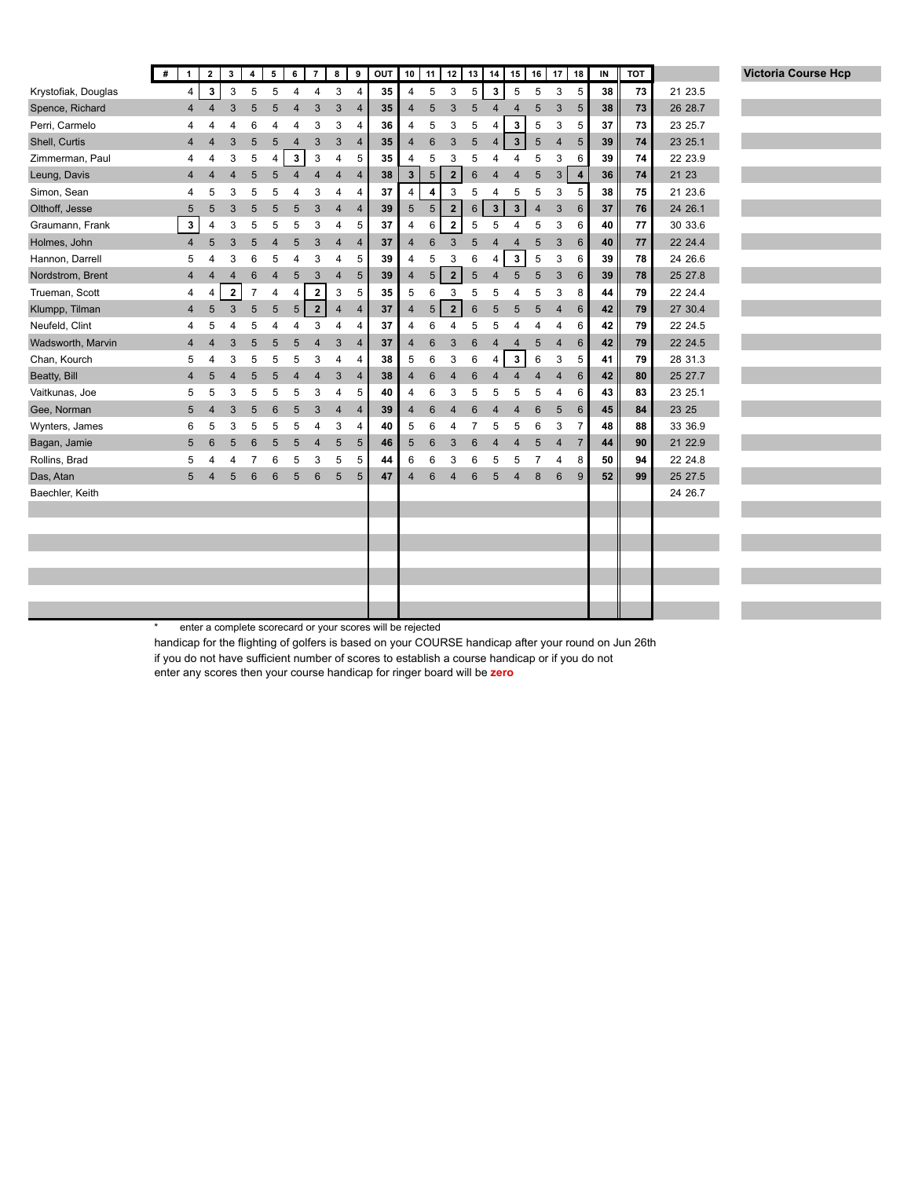| | # | 1 | 2 | 3 | 4 | 5 | 6 | 7 | 8 | 9 | OUT | 10 | 11 | 12 | 13 | 14 | 15 | 16 | 17 | 18 | IN | TOT | | Victoria Course Hcp |
|---|---|---|---|---|---|---|---|---|---|---|---|---|---|---|---|---|---|---|---|---|---|---|---|---|
| Krystofiak, Douglas | | 4 | **3** | 3 | 5 | 5 | 4 | 4 | 3 | 4 | **35** | 4 | 5 | 3 | 5 | **3** | 5 | 5 | 3 | 5 | **38** | **73** | 21 23.5 | |
| Spence, Richard | | 4 | 4 | 3 | 5 | 5 | 4 | 3 | 3 | 4 | **35** | 4 | 5 | 3 | 5 | 4 | 4 | 5 | 3 | 5 | **38** | **73** | 26 28.7 | |
| Perri, Carmelo | | 4 | 4 | 4 | 6 | 4 | 4 | 3 | 3 | 4 | **36** | 4 | 5 | 3 | 5 | 4 | **3** | 5 | 3 | 5 | **37** | **73** | 23 25.7 | |
| Shell, Curtis | | 4 | 4 | 3 | 5 | 5 | 4 | 3 | 3 | 4 | **35** | 4 | 6 | 3 | 5 | 4 | **3** | 5 | 4 | 5 | **39** | **74** | 23 25.1 | |
| Zimmerman, Paul | | 4 | 4 | 3 | 5 | 4 | **3** | 3 | 4 | 5 | **35** | 4 | 5 | 3 | 5 | 4 | 4 | 5 | 3 | 6 | **39** | **74** | 22 23.9 | |
| Leung, Davis | | 4 | 4 | 4 | 5 | 5 | 4 | 4 | 4 | 4 | **38** | **3** | 5 | **2** | 6 | 4 | 4 | 5 | 3 | **4** | **36** | **74** | 21 23 | |
| Simon, Sean | | 4 | 5 | 3 | 5 | 5 | 4 | 3 | 4 | 4 | **37** | 4 | **4** | 3 | 5 | 4 | 5 | 5 | 3 | 5 | **38** | **75** | 21 23.6 | |
| Olthoff, Jesse | | 5 | 5 | 3 | 5 | 5 | 5 | 3 | 4 | 4 | **39** | 5 | 5 | **2** | 6 | **3** | **3** | 4 | 3 | 6 | **37** | **76** | 24 26.1 | |
| Graumann, Frank | | **3** | 4 | 3 | 5 | 5 | 5 | 3 | 4 | 5 | **37** | 4 | 6 | **2** | 5 | 5 | 4 | 5 | 3 | 6 | **40** | **77** | 30 33.6 | |
| Holmes, John | | 4 | 5 | 3 | 5 | 4 | 5 | 3 | 4 | 4 | **37** | 4 | 6 | 3 | 5 | 4 | 4 | 5 | 3 | 6 | **40** | **77** | 22 24.4 | |
| Hannon, Darrell | | 5 | 4 | 3 | 6 | 5 | 4 | 3 | 4 | 5 | **39** | 4 | 5 | 3 | 6 | 4 | **3** | 5 | 3 | 6 | **39** | **78** | 24 26.6 | |
| Nordstrom, Brent | | 4 | 4 | 4 | 6 | 4 | 5 | 3 | 4 | 5 | **39** | 4 | 5 | **2** | 5 | 4 | 5 | 5 | 3 | 6 | **39** | **78** | 25 27.8 | |
| Trueman, Scott | | 4 | 4 | **2** | 7 | 4 | 4 | **2** | 3 | 5 | **35** | 5 | 6 | 3 | 5 | 5 | 4 | 5 | 3 | 8 | **44** | **79** | 22 24.4 | |
| Klumpp, Tilman | | 4 | 5 | 3 | 5 | 5 | 5 | **2** | 4 | 4 | **37** | 4 | 5 | **2** | 6 | 5 | 5 | 5 | 4 | 6 | **42** | **79** | 27 30.4 | |
| Neufeld, Clint | | 4 | 5 | 4 | 5 | 4 | 4 | 3 | 4 | 4 | **37** | 4 | 6 | 4 | 5 | 5 | 4 | 4 | 4 | 6 | **42** | **79** | 22 24.5 | |
| Wadsworth, Marvin | | 4 | 4 | 3 | 5 | 5 | 5 | 4 | 3 | 4 | **37** | 4 | 6 | 3 | 6 | 4 | 4 | 5 | 4 | 6 | **42** | **79** | 22 24.5 | |
| Chan, Kourch | | 5 | 4 | 3 | 5 | 5 | 5 | 3 | 4 | 4 | **38** | 5 | 6 | 3 | 6 | 4 | **3** | 6 | 3 | 5 | **41** | **79** | 28 31.3 | |
| Beatty, Bill | | 4 | 5 | 4 | 5 | 5 | 4 | 4 | 3 | 4 | **38** | 4 | 6 | 4 | 6 | 4 | 4 | 4 | 4 | 6 | **42** | **80** | 25 27.7 | |
| Vaitkunas, Joe | | 5 | 5 | 3 | 5 | 5 | 5 | 3 | 4 | 5 | **40** | 4 | 6 | 3 | 5 | 5 | 5 | 5 | 4 | 6 | **43** | **83** | 23 25.1 | |
| Gee, Norman | | 5 | 4 | 3 | 5 | 6 | 5 | 3 | 4 | 4 | **39** | 4 | 6 | 4 | 6 | 4 | 4 | 6 | 5 | 6 | **45** | **84** | 23 25 | |
| Wynters, James | | 6 | 5 | 3 | 5 | 5 | 5 | 4 | 3 | 4 | **40** | 5 | 6 | 4 | 7 | 5 | 5 | 6 | 3 | 7 | **48** | **88** | 33 36.9 | |
| Bagan, Jamie | | 5 | 6 | 5 | 6 | 5 | 5 | 4 | 5 | 5 | **46** | 5 | 6 | 3 | 6 | 4 | 4 | 5 | 4 | 7 | **44** | **90** | 21 22.9 | |
| Rollins, Brad | | 5 | 4 | 4 | 7 | 6 | 5 | 3 | 5 | 5 | **44** | 6 | 6 | 3 | 6 | 5 | 5 | 7 | 4 | 8 | **50** | **94** | 22 24.8 | |
| Das, Atan | | 5 | 4 | 5 | 6 | 6 | 5 | 6 | 5 | 5 | **47** | 4 | 6 | 4 | 6 | 5 | 4 | 8 | 6 | 9 | **52** | **99** | 25 27.5 | |
| Baechler, Keith | | | | | | | | | | | | | | | | | | | | | | | 24 26.7 | |

\* enter a complete scorecard or your scores will be rejected

handicap for the flighting of golfers is based on your COURSE handicap after your round on Jun 26th
if you do not have sufficient number of scores to establish a course handicap or if you do not
enter any scores then your course handicap for ringer board will be **zero**